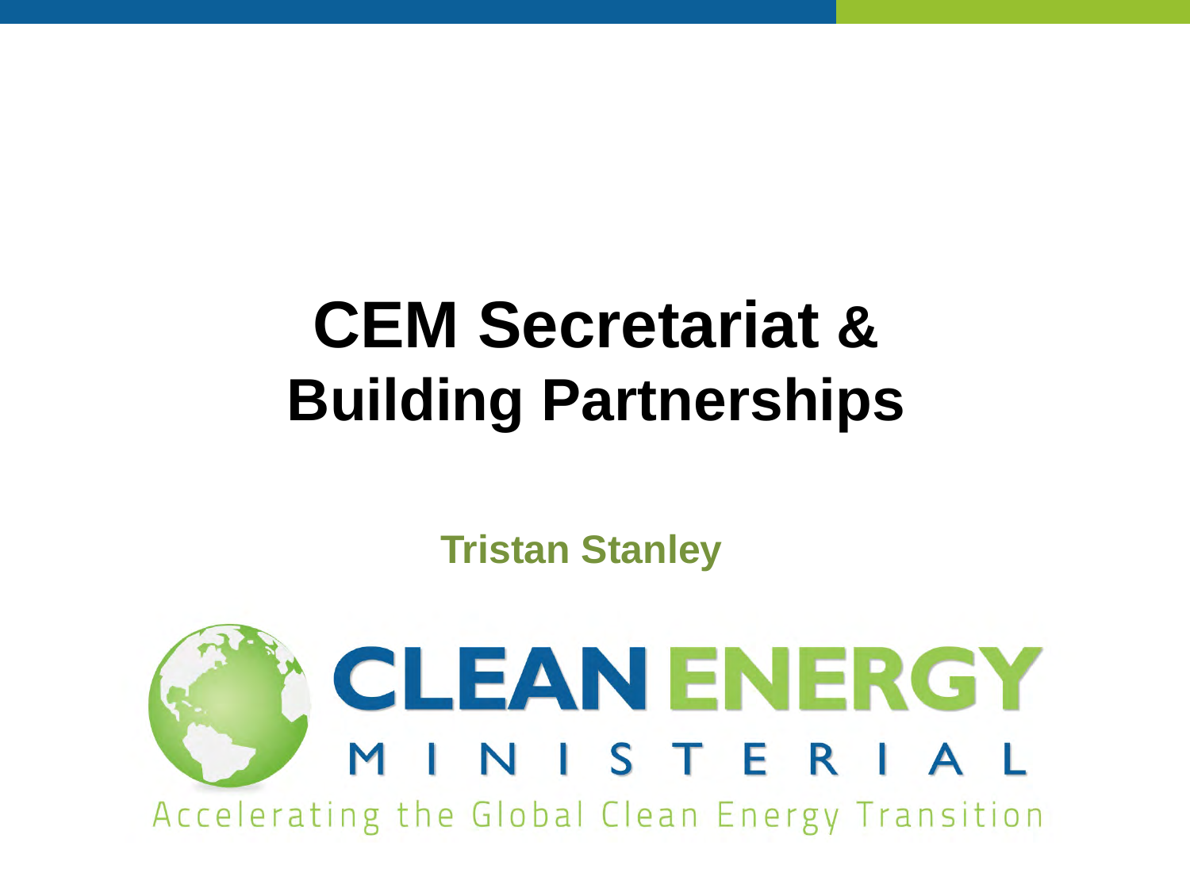# CEM Secretariat & Building Partnerships

**Tristan Stanley**

CLEAN ENERGY MINISTERIAL

Accelerating the Global Clean Energy Transition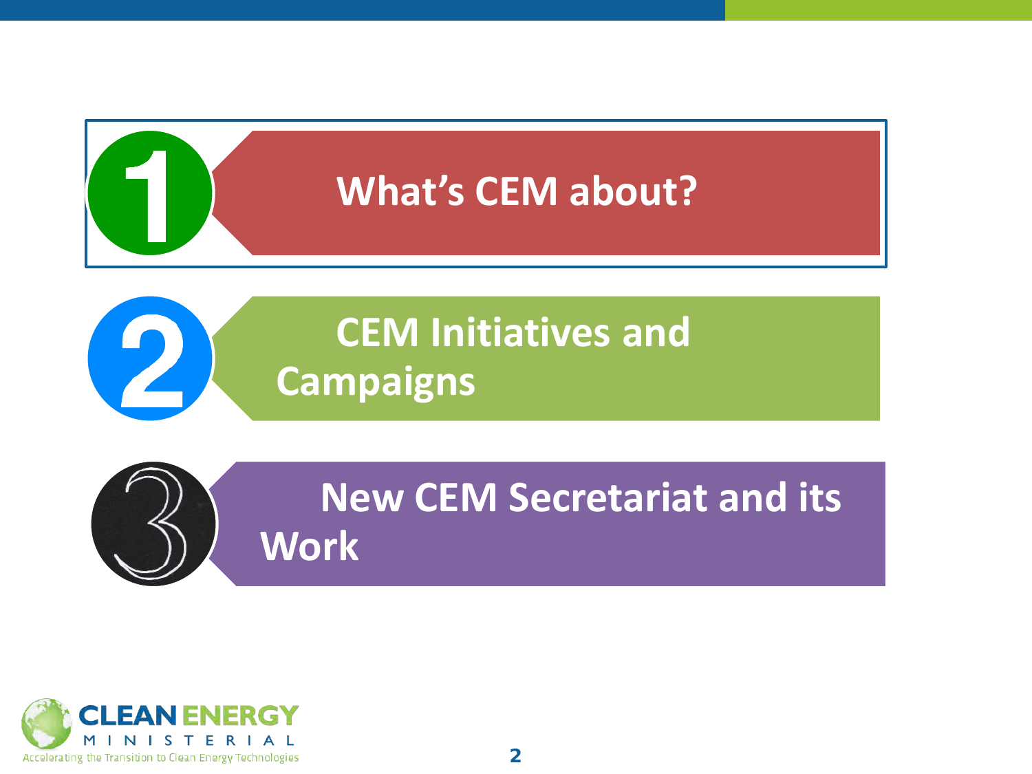1. What's CEM about?
2. CEM Initiatives and Campaigns
3. New CEM Secretariat and its Work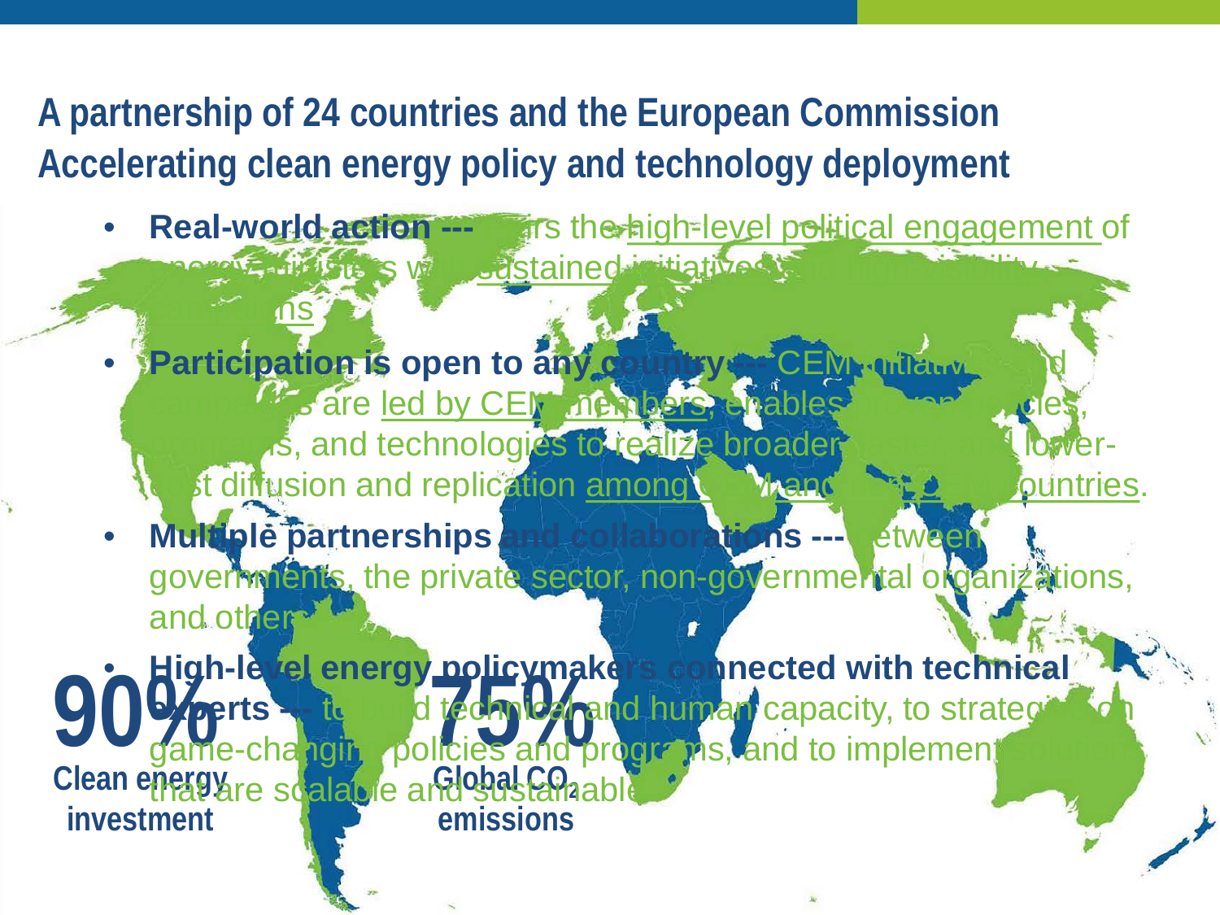# A partnership of 24 countries and the European Commission
## Accelerating clean energy policy and technology deployment

- **Real-world action ---** pairs the high-level political engagement of energy ministers with sustained initiatives and high-visibility campaigns
- **Participation is open to any country ---** CEM initiatives and campaigns are led by CEM members, enables proven policies, programs, and technologies to realize broader uptake and lower-cost diffusion and replication among CEM and non-CEM countries.
- **Multiple partnerships and collaborations ---** between governments, the private sector, non-governmental organizations, and others
- **High-level energy policymakers connected with technical experts ---** to build technical and human capacity, to strategize on game-changing policies and programs, and to implement solutions that are scalable and sustainable

**90%** Clean energy investment

**75%** Global $CO_2$ emissions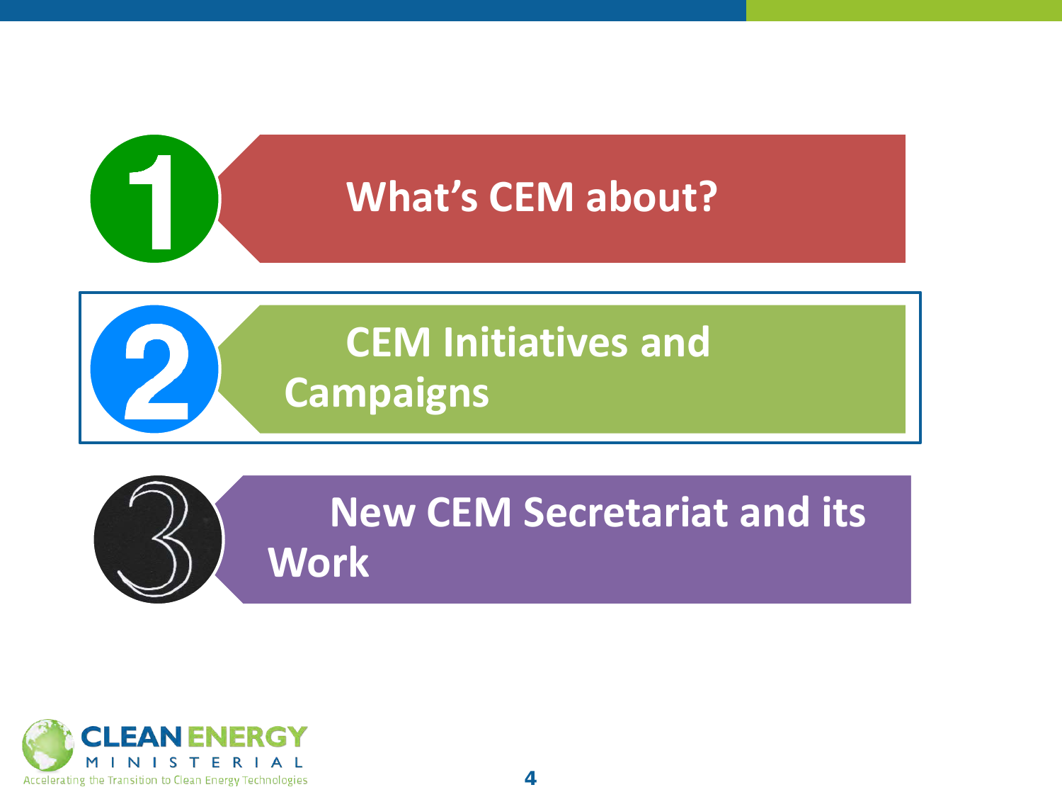1. What's CEM about?
2. CEM Initiatives and Campaigns
3. New CEM Secretariat and its Work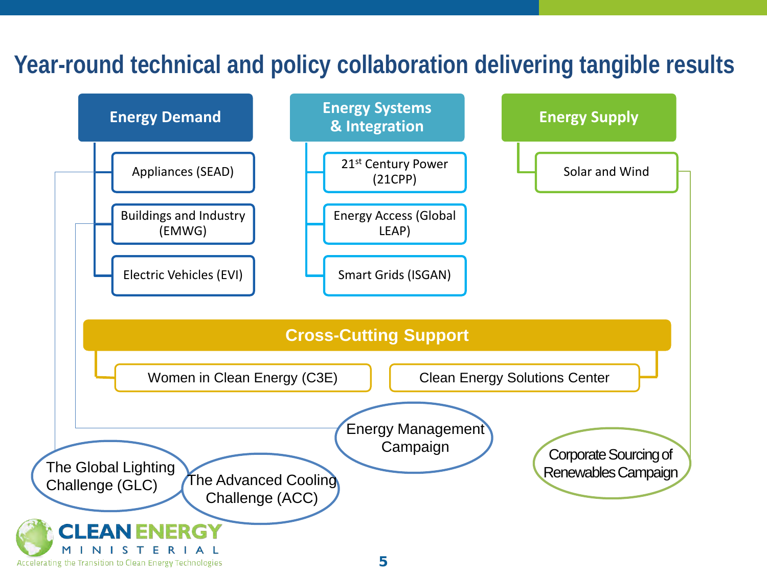# Year-round technical and policy collaboration delivering tangible results

## Energy Demand

- Appliances (SEAD)
- Buildings and Industry (EMWG)
- Electric Vehicles (EVI)

## Energy Systems & Integration

- 21st Century Power (21CPP)
- Energy Access (Global LEAP)
- Smart Grids (ISGAN)

## Energy Supply

- Solar and Wind

## Cross-Cutting Support

- Women in Clean Energy (C3E)
- Clean Energy Solutions Center

Campaigns:

- The Global Lighting Challenge (GLC)
- The Advanced Cooling Challenge (ACC)
- Energy Management Campaign
- Corporate Sourcing of Renewables Campaign

CLEAN ENERGY MINISTERIAL

Accelerating the Transition to Clean Energy Technologies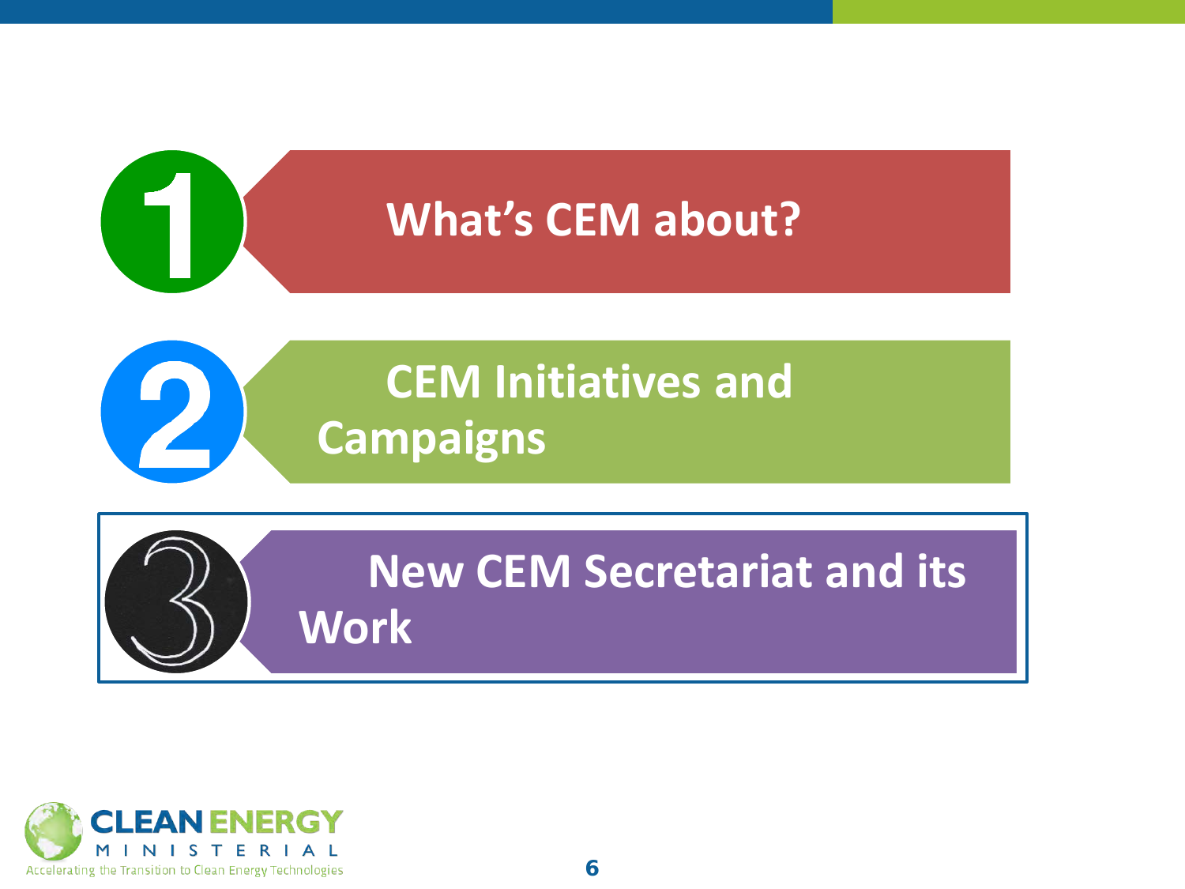1. What's CEM about?
2. CEM Initiatives and Campaigns
3. New CEM Secretariat and its Work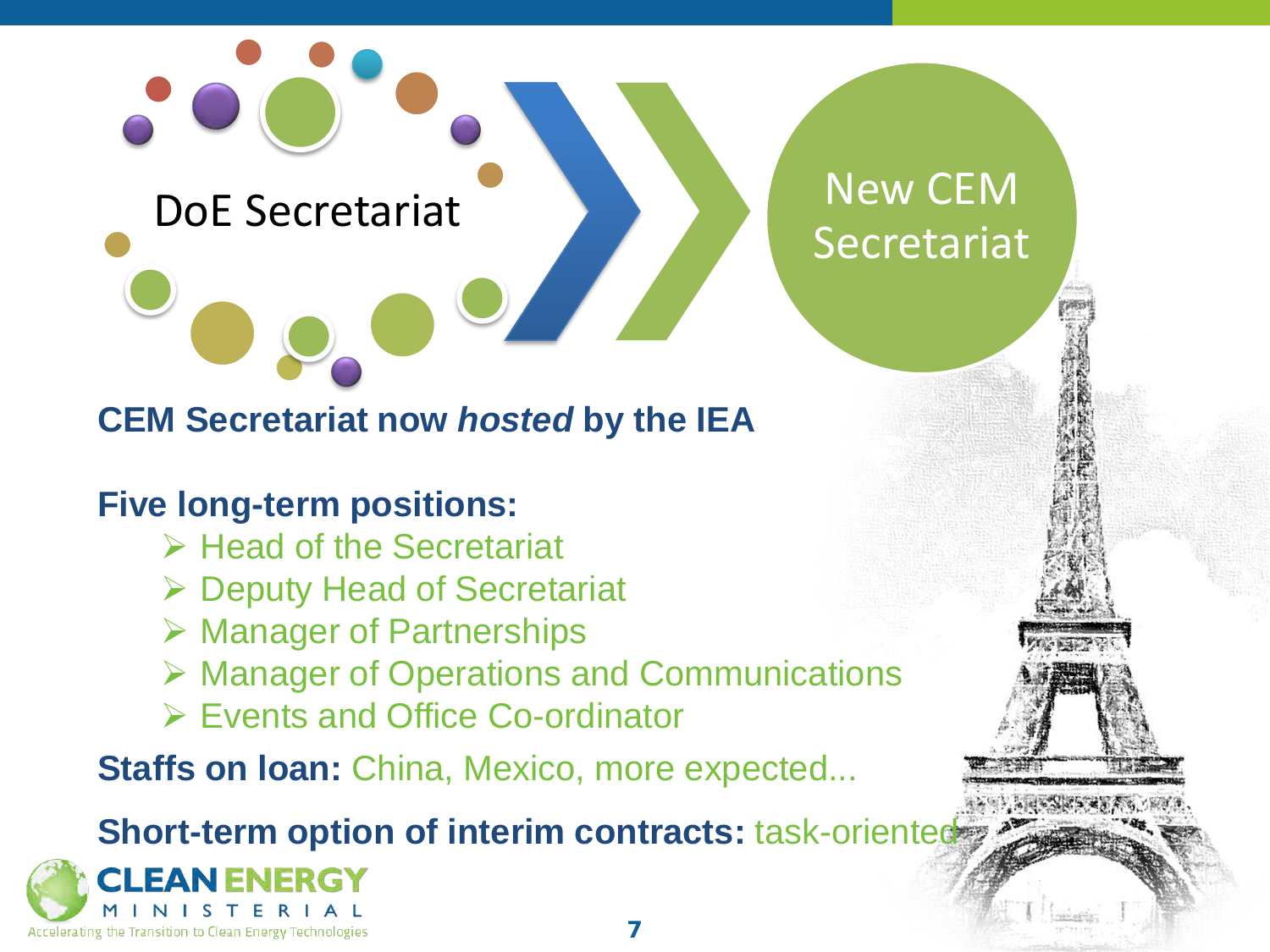DoE Secretariat

New CEM Secretariat

**CEM Secretariat now *hosted* by the IEA**

**Five long-term positions:**

- Head of the Secretariat
- Deputy Head of Secretariat
- Manager of Partnerships
- Manager of Operations and Communications
- Events and Office Co-ordinator

**Staffs on loan:** China, Mexico, more expected...

**Short-term option of interim contracts:** task-oriented

CLEAN ENERGY MINISTERIAL
Accelerating the Transition to Clean Energy Technologies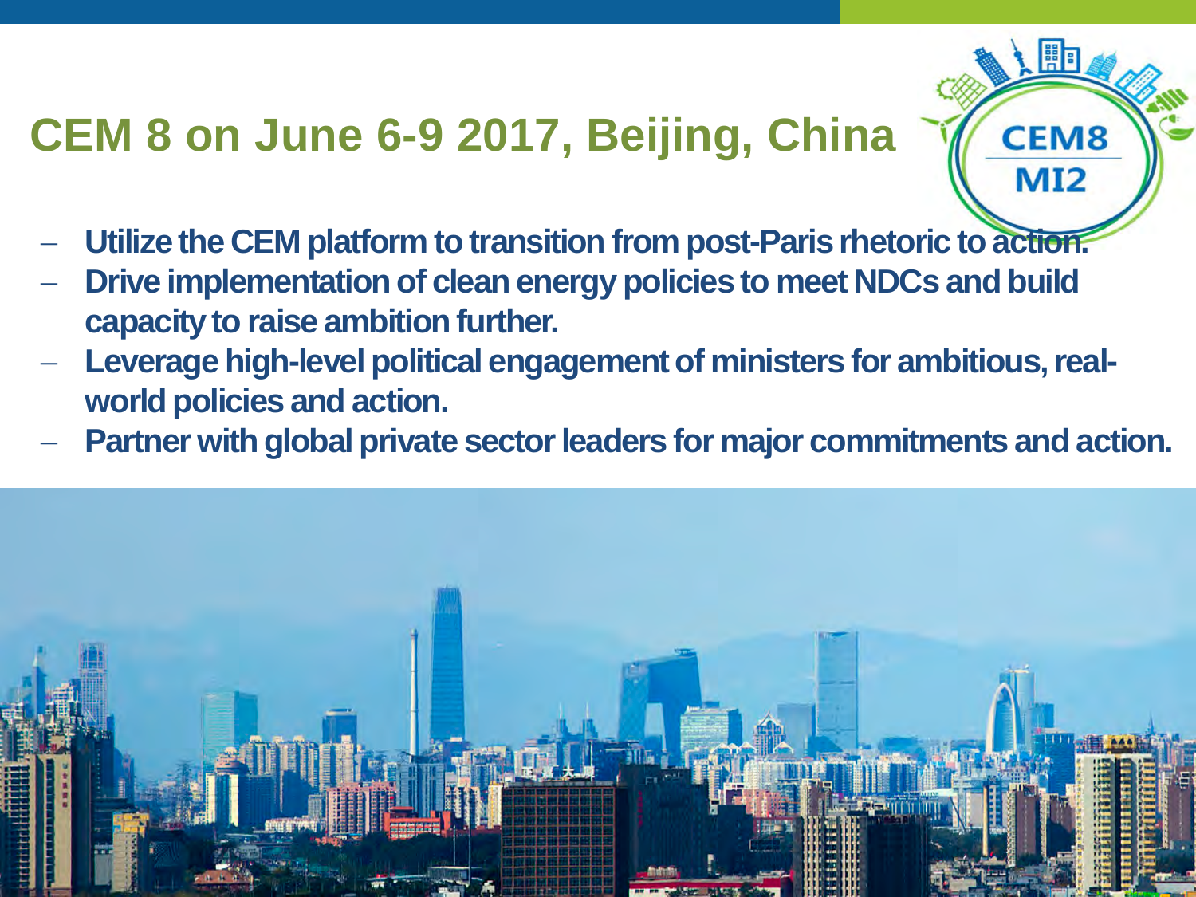# CEM 8 on June 6-9 2017, Beijing, China

CEM8
MI2

- **Utilize the CEM platform to transition from post-Paris rhetoric to action.**
- **Drive implementation of clean energy policies to meet NDCs and build capacity to raise ambition further.**
- **Leverage high-level political engagement of ministers for ambitious, real-world policies and action.**
- **Partner with global private sector leaders for major commitments and action.**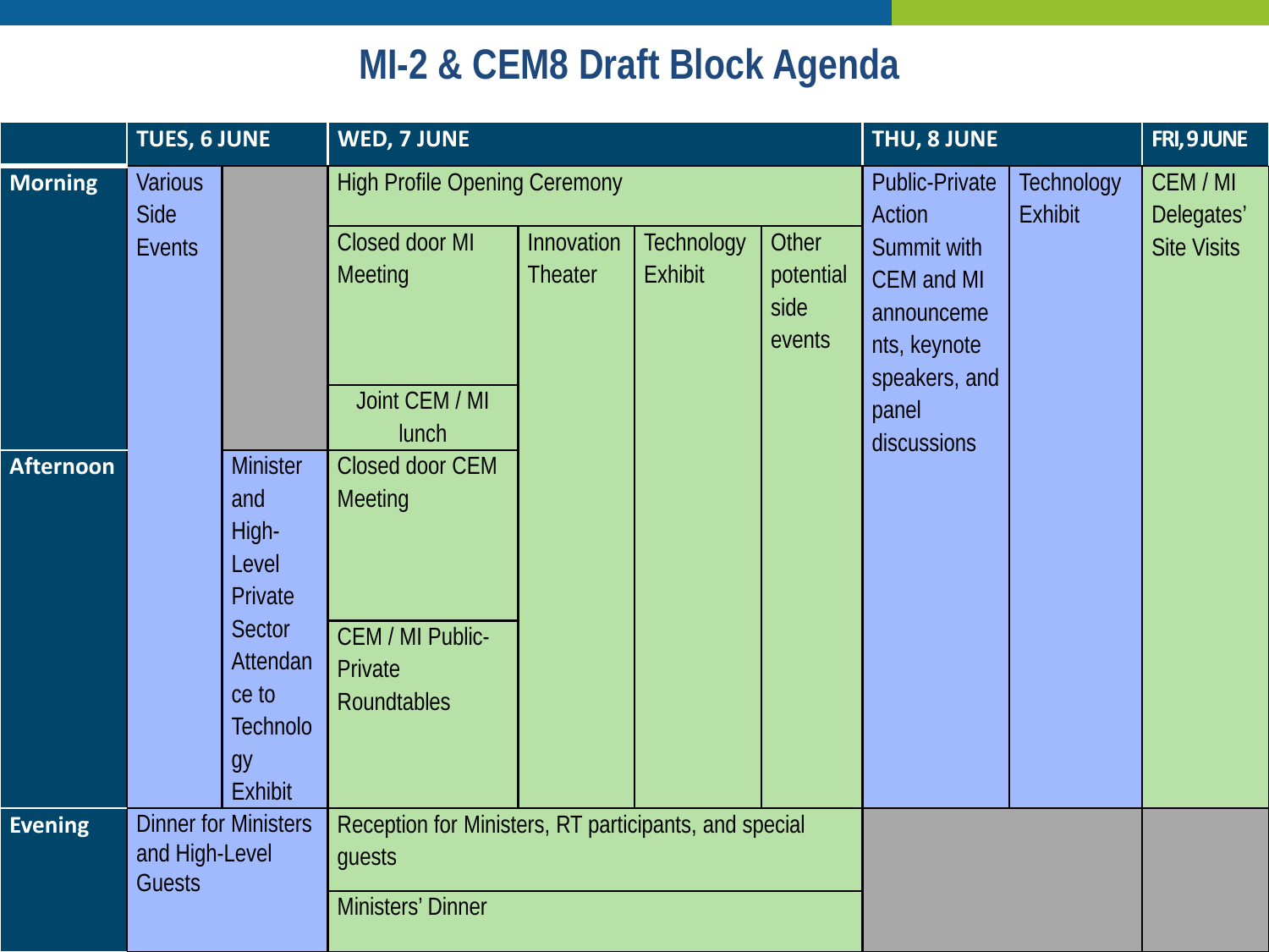# MI-2 & CEM8 Draft Block Agenda

| | TUES, 6 JUNE | | WED, 7 JUNE | | | | THU, 8 JUNE | | FRI, 9 JUNE |
|---|---|---|---|---|---|---|---|---|---|
| **Morning** | Various Side Events | | High Profile Opening Ceremony | | | | Public-Private Action Summit with CEM and MI announcements, keynote speakers, and panel discussions | Technology Exhibit | CEM / MI Delegates' Site Visits |
| | | | Closed door MI Meeting | Innovation Theater | Technology Exhibit | Other potential side events | | | |
| | | | Joint CEM / MI lunch | | | | | | |
| **Afternoon** | | Minister and High-Level Private Sector Attendance to Technology Exhibit | Closed door CEM Meeting | | | | | | |
| | | | CEM / MI Public-Private Roundtables | | | | | | |
| **Evening** | Dinner for Ministers and High-Level Guests | | Reception for Ministers, RT participants, and special guests | | | | | | |
| | | | Ministers' Dinner | | | | | | |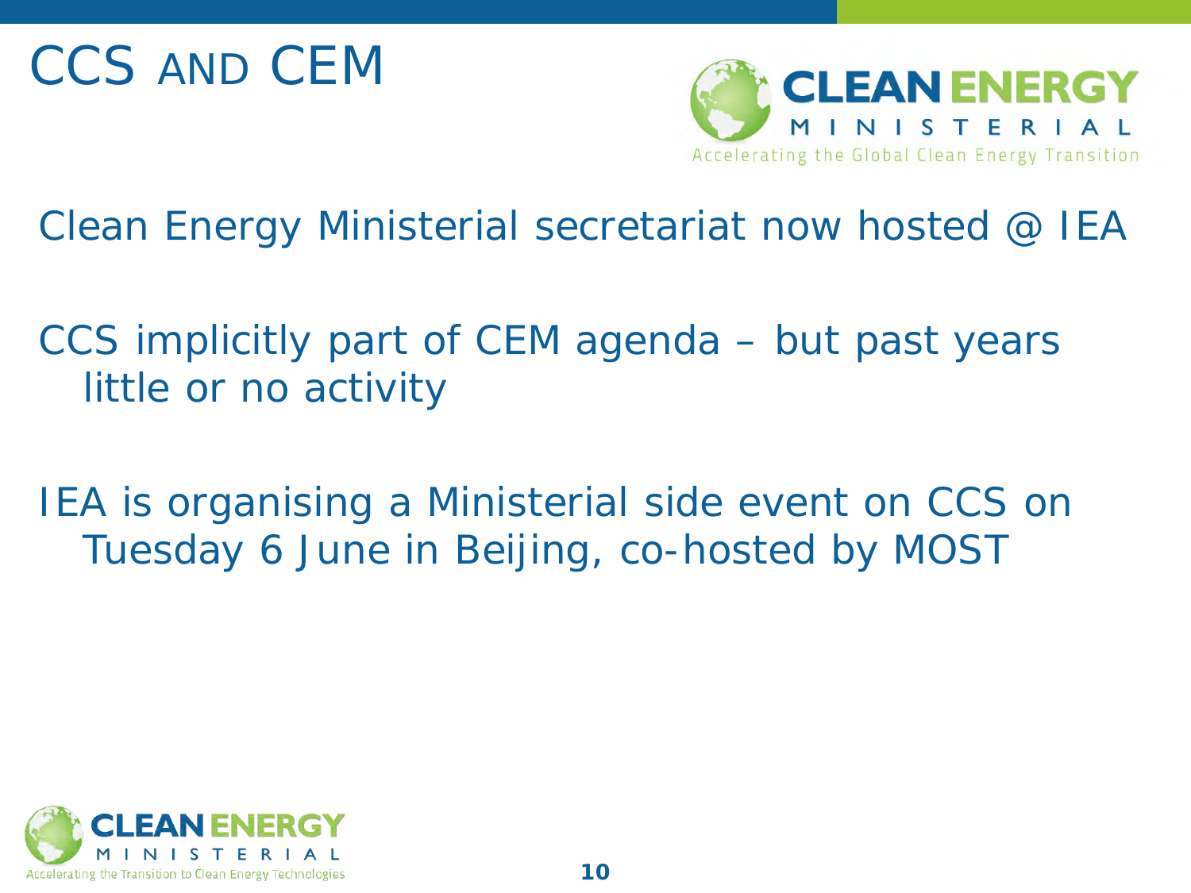# CCS AND CEM

CLEAN ENERGY MINISTERIAL

Accelerating the Global Clean Energy Transition

Clean Energy Ministerial secretariat now hosted @ IEA

CCS implicitly part of CEM agenda – but past years little or no activity

IEA is organising a Ministerial side event on CCS on Tuesday 6 June in Beijing, co-hosted by MOST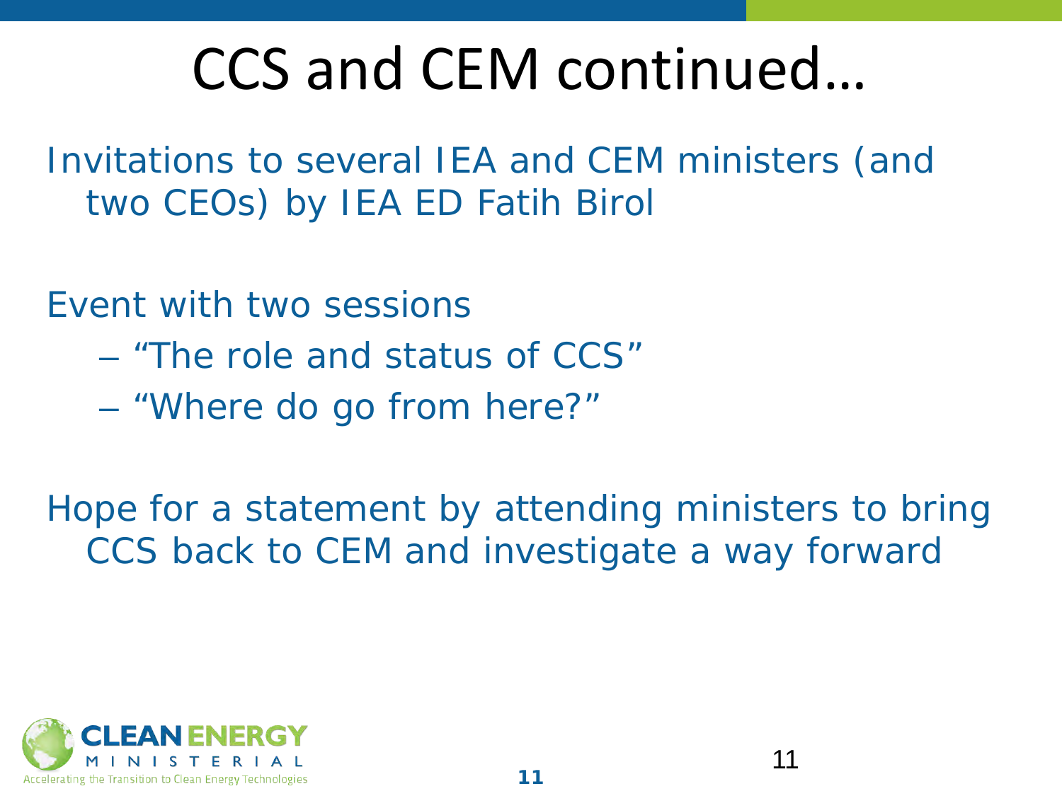# CCS and CEM continued…

Invitations to several IEA and CEM ministers (and two CEOs) by IEA ED Fatih Birol

Event with two sessions

- "The role and status of CCS"
- "Where do go from here?"

Hope for a statement by attending ministers to bring CCS back to CEM and investigate a way forward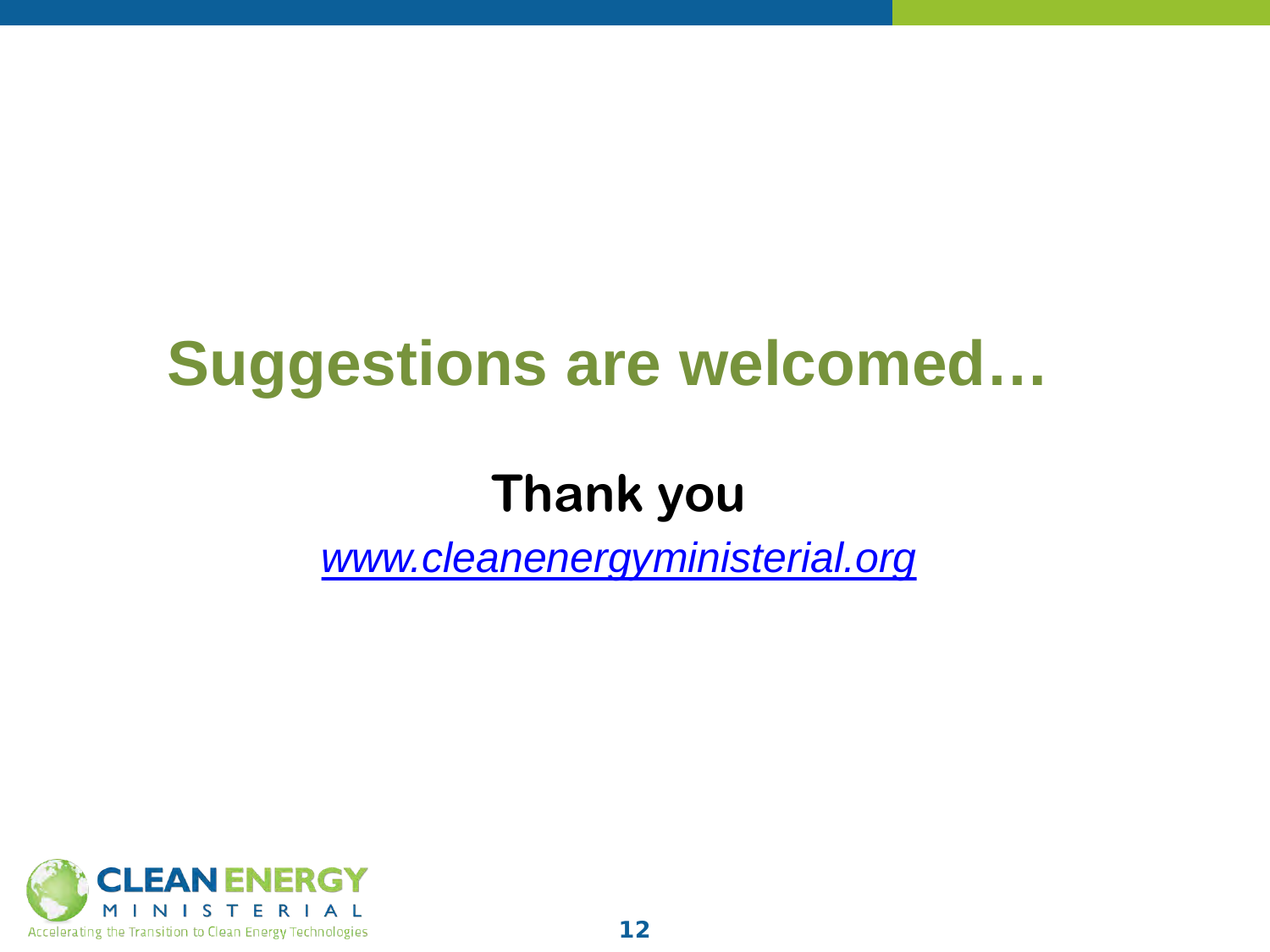# Suggestions are welcomed…

**Thank you**

*[www.cleanenergyministerial.org](http://www.cleanenergyministerial.org)*

CLEAN ENERGY MINISTERIAL

Accelerating the Transition to Clean Energy Technologies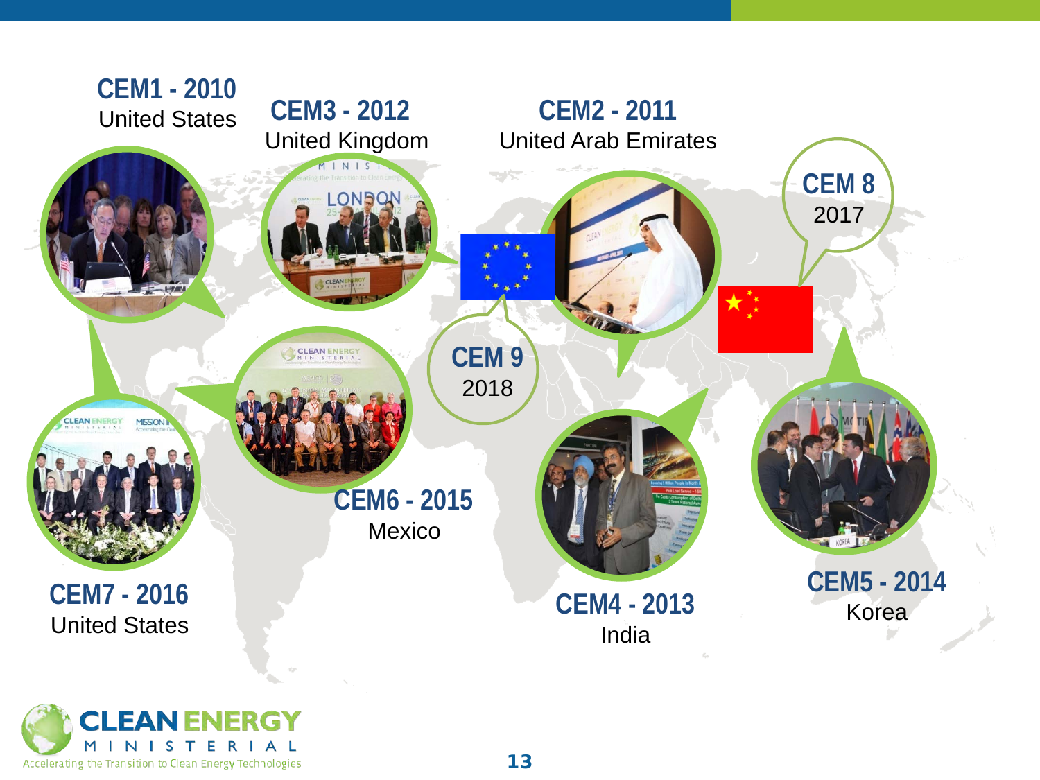CEM1 - 2010
United States

CEM3 - 2012
United Kingdom

CEM2 - 2011
United Arab Emirates

CEM 8
2017

CEM 9
2018

CEM6 - 2015
Mexico

CEM7 - 2016
United States

CEM4 - 2013
India

CEM5 - 2014
Korea

CLEAN ENERGY MINISTERIAL
Accelerating the Transition to Clean Energy Technologies